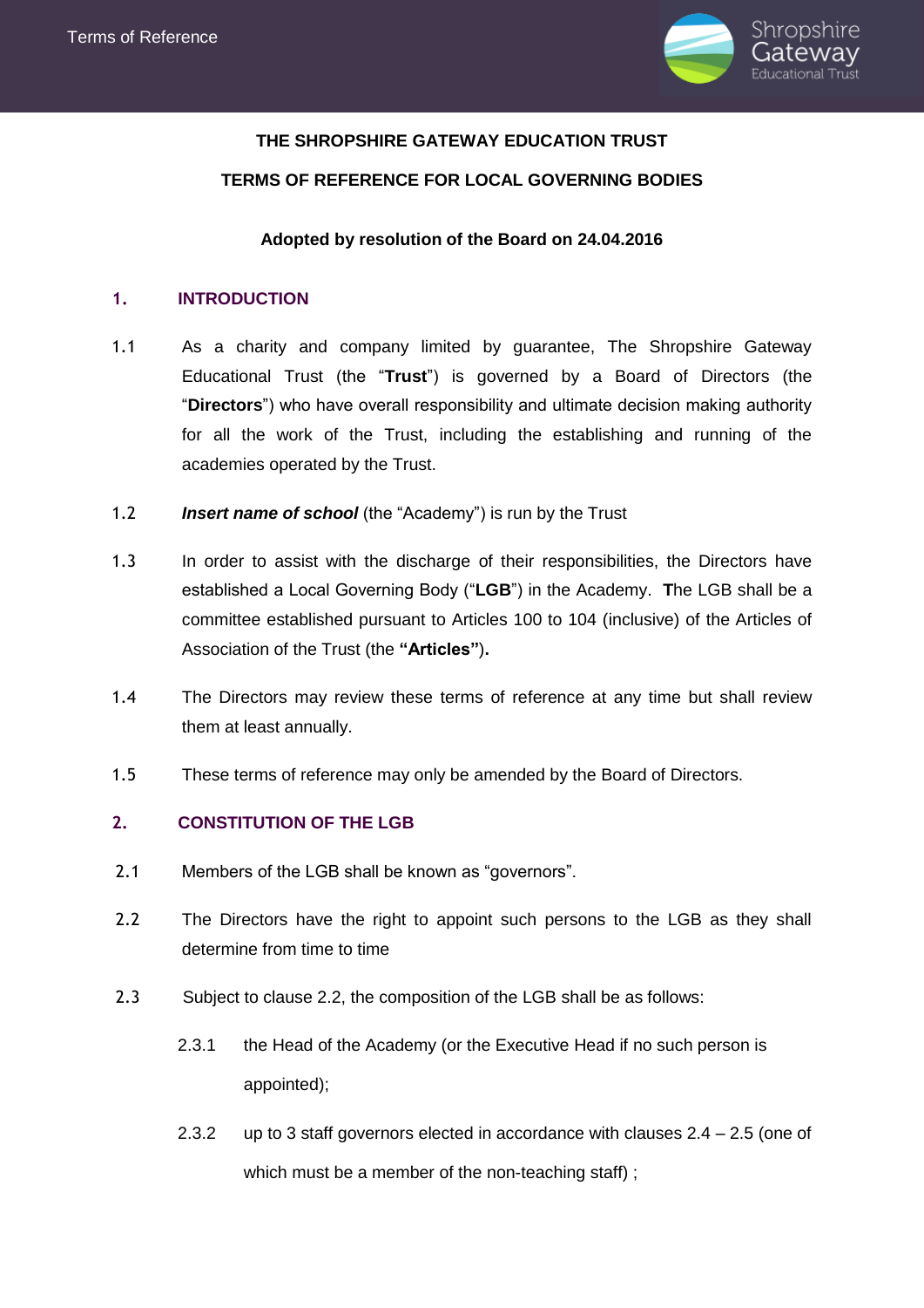**THE SHROPSHIRE GATEWAY EDUCATION TRUST**

**TERMS OF REFERENCE FOR LOCAL GOVERNING BODIES**

**Adopted by resolution of the Board on 24.04.2016**

## 1. INTRODUCTION

1.1 As a charity and company limited by guarantee, The Shropshire Gateway Educational Trust (the "**Trust**") is governed by a Board of Directors (the "**Directors**") who have overall responsibility and ultimate decision making authority for all the work of the Trust, including the establishing and running of the academies operated by the Trust.

1.2 ***Insert name of school*** (the "Academy") is run by the Trust

1.3 In order to assist with the discharge of their responsibilities, the Directors have established a Local Governing Body ("**LGB**") in the Academy. **T**he LGB shall be a committee established pursuant to Articles 100 to 104 (inclusive) of the Articles of Association of the Trust (the **"Articles")**.

1.4 The Directors may review these terms of reference at any time but shall review them at least annually.

1.5 These terms of reference may only be amended by the Board of Directors.

## 2. CONSTITUTION OF THE LGB

2.1 Members of the LGB shall be known as "governors".

2.2 The Directors have the right to appoint such persons to the LGB as they shall determine from time to time

2.3 Subject to clause 2.2, the composition of the LGB shall be as follows:

2.3.1 the Head of the Academy (or the Executive Head if no such person is appointed);

2.3.2 up to 3 staff governors elected in accordance with clauses 2.4 – 2.5 (one of which must be a member of the non-teaching staff) ;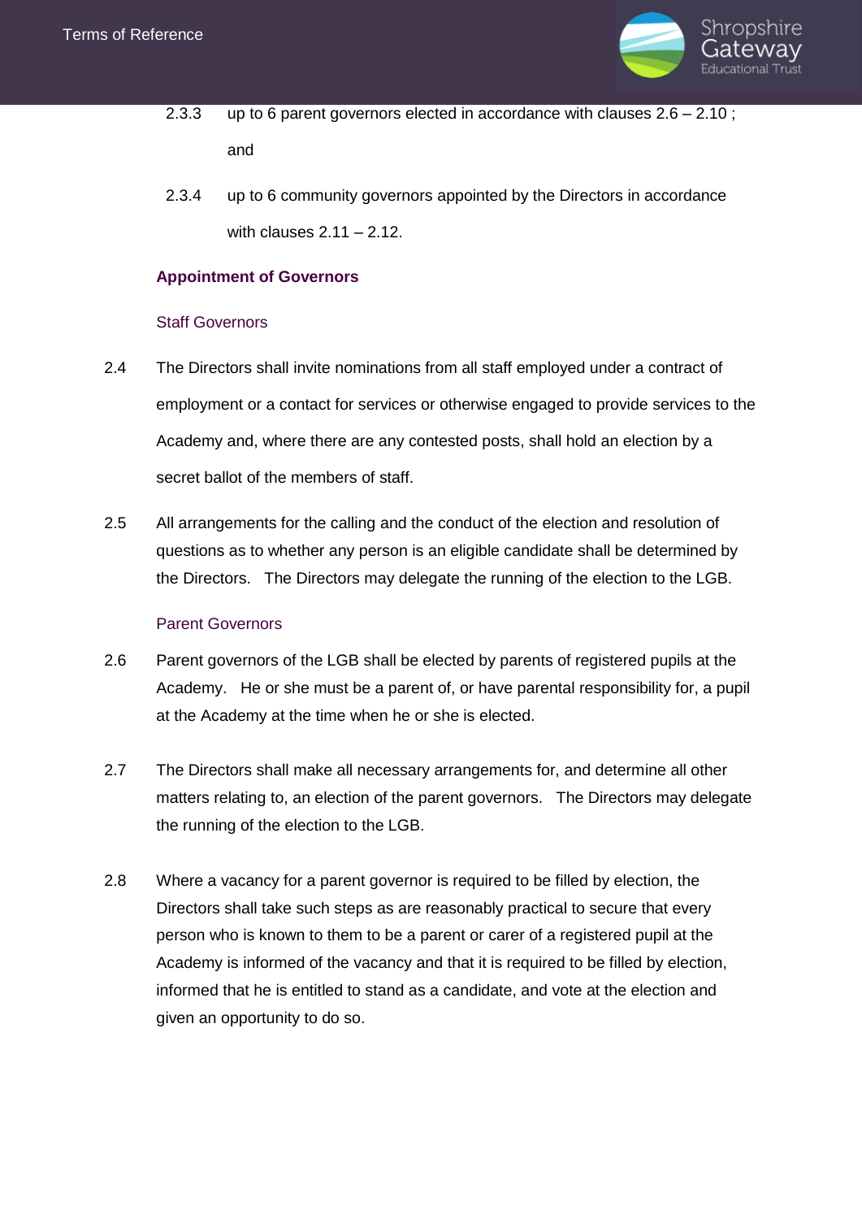2.3.3 up to 6 parent governors elected in accordance with clauses 2.6 – 2.10 ; and

2.3.4 up to 6 community governors appointed by the Directors in accordance with clauses 2.11 – 2.12.

**Appointment of Governors**

Staff Governors

2.4 The Directors shall invite nominations from all staff employed under a contract of employment or a contact for services or otherwise engaged to provide services to the Academy and, where there are any contested posts, shall hold an election by a secret ballot of the members of staff.

2.5 All arrangements for the calling and the conduct of the election and resolution of questions as to whether any person is an eligible candidate shall be determined by the Directors. The Directors may delegate the running of the election to the LGB.

Parent Governors

2.6 Parent governors of the LGB shall be elected by parents of registered pupils at the Academy. He or she must be a parent of, or have parental responsibility for, a pupil at the Academy at the time when he or she is elected.

2.7 The Directors shall make all necessary arrangements for, and determine all other matters relating to, an election of the parent governors. The Directors may delegate the running of the election to the LGB.

2.8 Where a vacancy for a parent governor is required to be filled by election, the Directors shall take such steps as are reasonably practical to secure that every person who is known to them to be a parent or carer of a registered pupil at the Academy is informed of the vacancy and that it is required to be filled by election, informed that he is entitled to stand as a candidate, and vote at the election and given an opportunity to do so.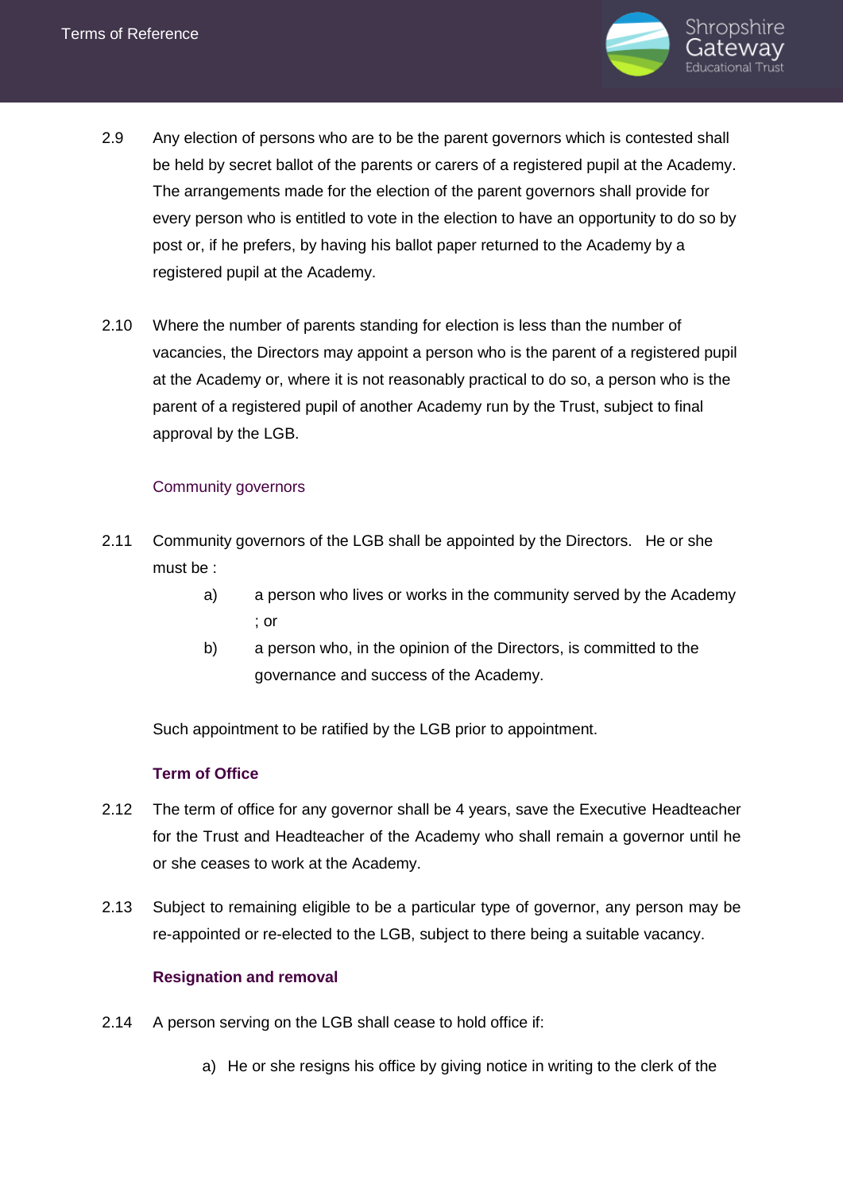2.9 Any election of persons who are to be the parent governors which is contested shall be held by secret ballot of the parents or carers of a registered pupil at the Academy. The arrangements made for the election of the parent governors shall provide for every person who is entitled to vote in the election to have an opportunity to do so by post or, if he prefers, by having his ballot paper returned to the Academy by a registered pupil at the Academy.

2.10 Where the number of parents standing for election is less than the number of vacancies, the Directors may appoint a person who is the parent of a registered pupil at the Academy or, where it is not reasonably practical to do so, a person who is the parent of a registered pupil of another Academy run by the Trust, subject to final approval by the LGB.

### Community governors

2.11 Community governors of the LGB shall be appointed by the Directors. He or she must be :

a) a person who lives or works in the community served by the Academy ; or

b) a person who, in the opinion of the Directors, is committed to the governance and success of the Academy.

Such appointment to be ratified by the LGB prior to appointment.

### **Term of Office**

2.12 The term of office for any governor shall be 4 years, save the Executive Headteacher for the Trust and Headteacher of the Academy who shall remain a governor until he or she ceases to work at the Academy.

2.13 Subject to remaining eligible to be a particular type of governor, any person may be re-appointed or re-elected to the LGB, subject to there being a suitable vacancy.

### **Resignation and removal**

2.14 A person serving on the LGB shall cease to hold office if:

a) He or she resigns his office by giving notice in writing to the clerk of the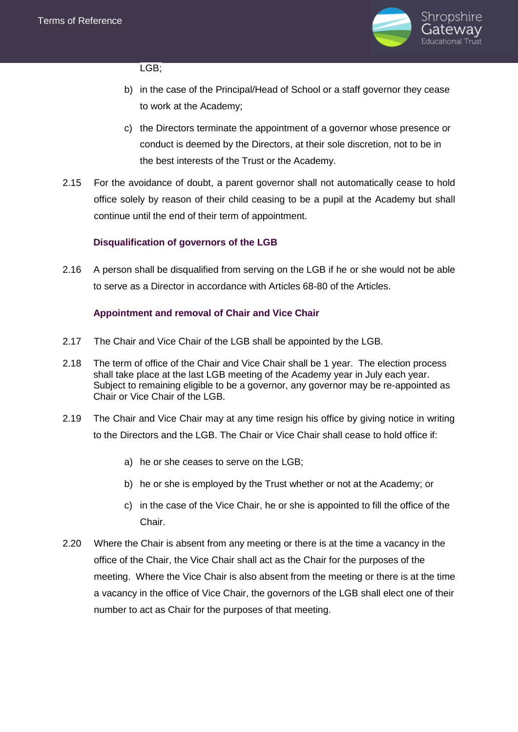LGB;

b) in the case of the Principal/Head of School or a staff governor they cease to work at the Academy;

c) the Directors terminate the appointment of a governor whose presence or conduct is deemed by the Directors, at their sole discretion, not to be in the best interests of the Trust or the Academy.

2.15 For the avoidance of doubt, a parent governor shall not automatically cease to hold office solely by reason of their child ceasing to be a pupil at the Academy but shall continue until the end of their term of appointment.

### Disqualification of governors of the LGB

2.16 A person shall be disqualified from serving on the LGB if he or she would not be able to serve as a Director in accordance with Articles 68-80 of the Articles.

### Appointment and removal of Chair and Vice Chair

2.17 The Chair and Vice Chair of the LGB shall be appointed by the LGB.

2.18 The term of office of the Chair and Vice Chair shall be 1 year. The election process shall take place at the last LGB meeting of the Academy year in July each year. Subject to remaining eligible to be a governor, any governor may be re-appointed as Chair or Vice Chair of the LGB.

2.19 The Chair and Vice Chair may at any time resign his office by giving notice in writing to the Directors and the LGB. The Chair or Vice Chair shall cease to hold office if:

a) he or she ceases to serve on the LGB;

b) he or she is employed by the Trust whether or not at the Academy; or

c) in the case of the Vice Chair, he or she is appointed to fill the office of the Chair.

2.20 Where the Chair is absent from any meeting or there is at the time a vacancy in the office of the Chair, the Vice Chair shall act as the Chair for the purposes of the meeting. Where the Vice Chair is also absent from the meeting or there is at the time a vacancy in the office of Vice Chair, the governors of the LGB shall elect one of their number to act as Chair for the purposes of that meeting.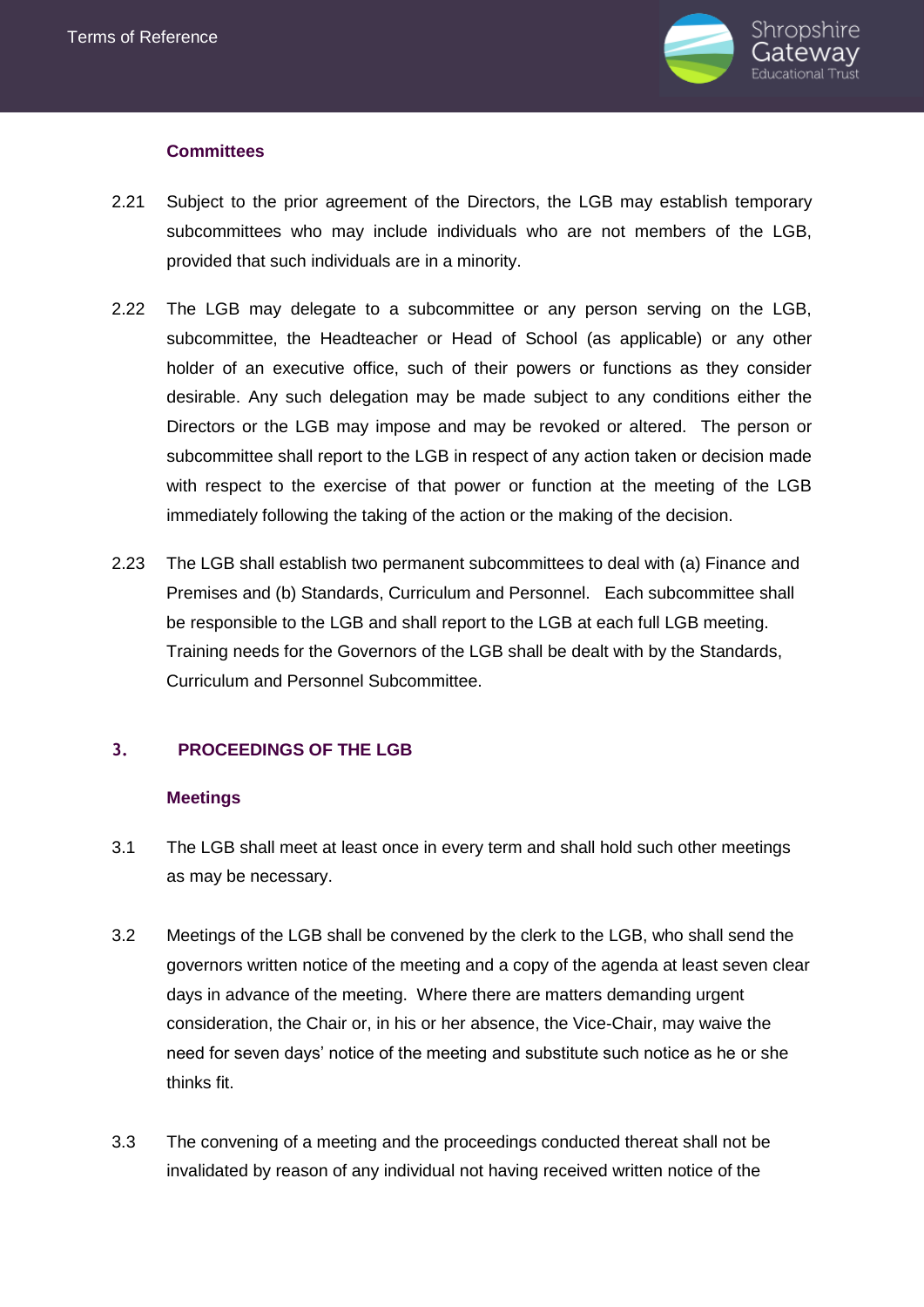### Committees

2.21 Subject to the prior agreement of the Directors, the LGB may establish temporary subcommittees who may include individuals who are not members of the LGB, provided that such individuals are in a minority.

2.22 The LGB may delegate to a subcommittee or any person serving on the LGB, subcommittee, the Headteacher or Head of School (as applicable) or any other holder of an executive office, such of their powers or functions as they consider desirable. Any such delegation may be made subject to any conditions either the Directors or the LGB may impose and may be revoked or altered. The person or subcommittee shall report to the LGB in respect of any action taken or decision made with respect to the exercise of that power or function at the meeting of the LGB immediately following the taking of the action or the making of the decision.

2.23 The LGB shall establish two permanent subcommittees to deal with (a) Finance and Premises and (b) Standards, Curriculum and Personnel. Each subcommittee shall be responsible to the LGB and shall report to the LGB at each full LGB meeting. Training needs for the Governors of the LGB shall be dealt with by the Standards, Curriculum and Personnel Subcommittee.

## 3. PROCEEDINGS OF THE LGB

### Meetings

3.1 The LGB shall meet at least once in every term and shall hold such other meetings as may be necessary.

3.2 Meetings of the LGB shall be convened by the clerk to the LGB, who shall send the governors written notice of the meeting and a copy of the agenda at least seven clear days in advance of the meeting. Where there are matters demanding urgent consideration, the Chair or, in his or her absence, the Vice-Chair, may waive the need for seven days' notice of the meeting and substitute such notice as he or she thinks fit.

3.3 The convening of a meeting and the proceedings conducted thereat shall not be invalidated by reason of any individual not having received written notice of the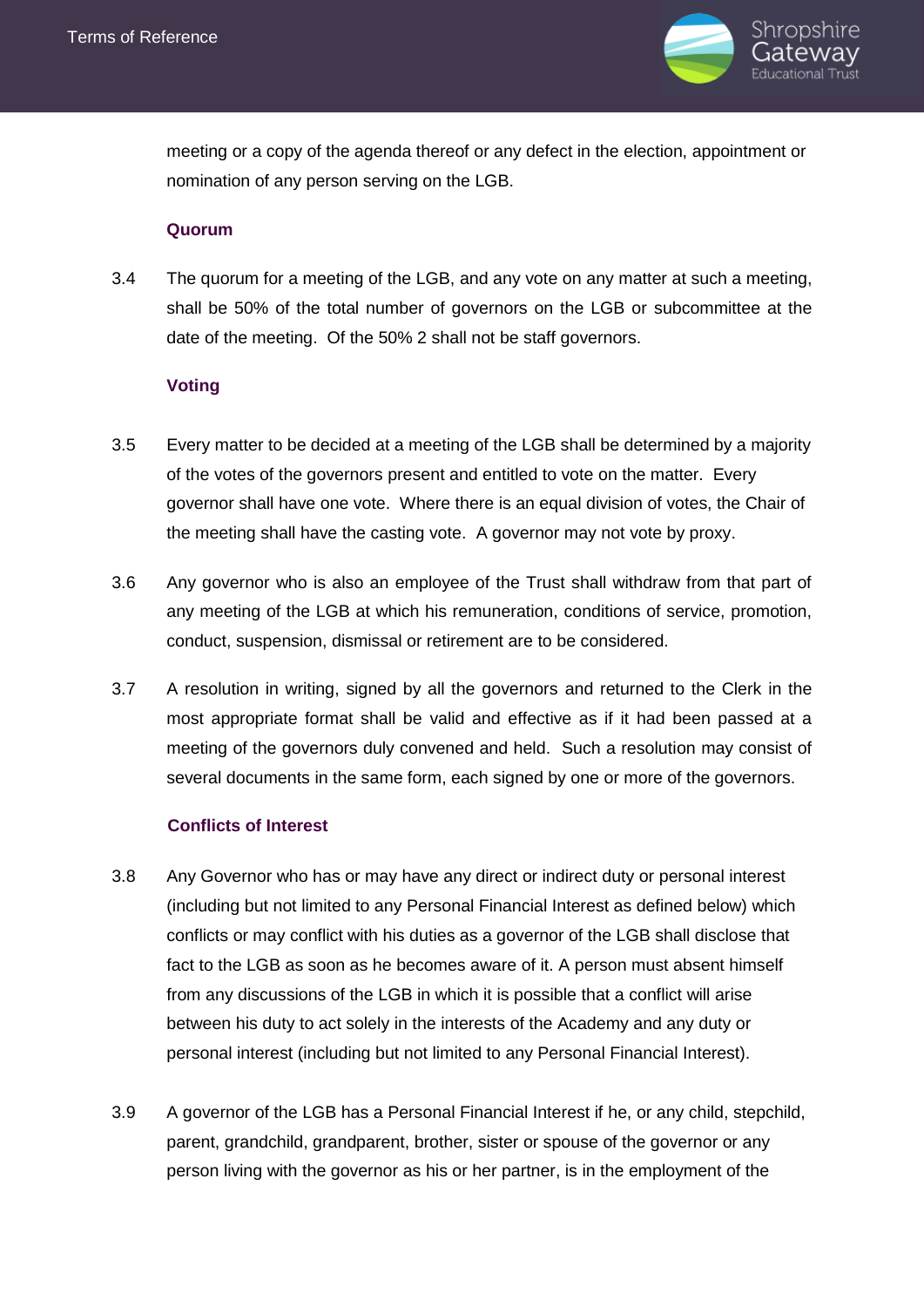meeting or a copy of the agenda thereof or any defect in the election, appointment or nomination of any person serving on the LGB.

### Quorum

3.4 The quorum for a meeting of the LGB, and any vote on any matter at such a meeting, shall be 50% of the total number of governors on the LGB or subcommittee at the date of the meeting. Of the 50% 2 shall not be staff governors.

### Voting

3.5 Every matter to be decided at a meeting of the LGB shall be determined by a majority of the votes of the governors present and entitled to vote on the matter. Every governor shall have one vote. Where there is an equal division of votes, the Chair of the meeting shall have the casting vote. A governor may not vote by proxy.

3.6 Any governor who is also an employee of the Trust shall withdraw from that part of any meeting of the LGB at which his remuneration, conditions of service, promotion, conduct, suspension, dismissal or retirement are to be considered.

3.7 A resolution in writing, signed by all the governors and returned to the Clerk in the most appropriate format shall be valid and effective as if it had been passed at a meeting of the governors duly convened and held. Such a resolution may consist of several documents in the same form, each signed by one or more of the governors.

### Conflicts of Interest

3.8 Any Governor who has or may have any direct or indirect duty or personal interest (including but not limited to any Personal Financial Interest as defined below) which conflicts or may conflict with his duties as a governor of the LGB shall disclose that fact to the LGB as soon as he becomes aware of it. A person must absent himself from any discussions of the LGB in which it is possible that a conflict will arise between his duty to act solely in the interests of the Academy and any duty or personal interest (including but not limited to any Personal Financial Interest).

3.9 A governor of the LGB has a Personal Financial Interest if he, or any child, stepchild, parent, grandchild, grandparent, brother, sister or spouse of the governor or any person living with the governor as his or her partner, is in the employment of the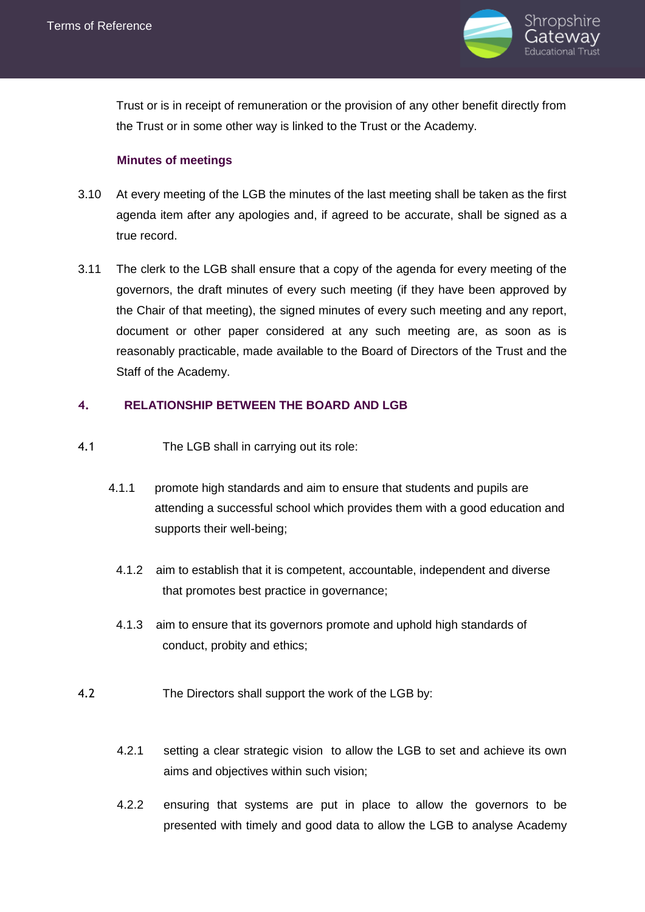Trust or is in receipt of remuneration or the provision of any other benefit directly from the Trust or in some other way is linked to the Trust or the Academy.

### Minutes of meetings

3.10 At every meeting of the LGB the minutes of the last meeting shall be taken as the first agenda item after any apologies and, if agreed to be accurate, shall be signed as a true record.

3.11 The clerk to the LGB shall ensure that a copy of the agenda for every meeting of the governors, the draft minutes of every such meeting (if they have been approved by the Chair of that meeting), the signed minutes of every such meeting and any report, document or other paper considered at any such meeting are, as soon as is reasonably practicable, made available to the Board of Directors of the Trust and the Staff of the Academy.

## 4. RELATIONSHIP BETWEEN THE BOARD AND LGB

4.1 The LGB shall in carrying out its role:

4.1.1 promote high standards and aim to ensure that students and pupils are attending a successful school which provides them with a good education and supports their well-being;

4.1.2 aim to establish that it is competent, accountable, independent and diverse that promotes best practice in governance;

4.1.3 aim to ensure that its governors promote and uphold high standards of conduct, probity and ethics;

4.2 The Directors shall support the work of the LGB by:

4.2.1 setting a clear strategic vision to allow the LGB to set and achieve its own aims and objectives within such vision;

4.2.2 ensuring that systems are put in place to allow the governors to be presented with timely and good data to allow the LGB to analyse Academy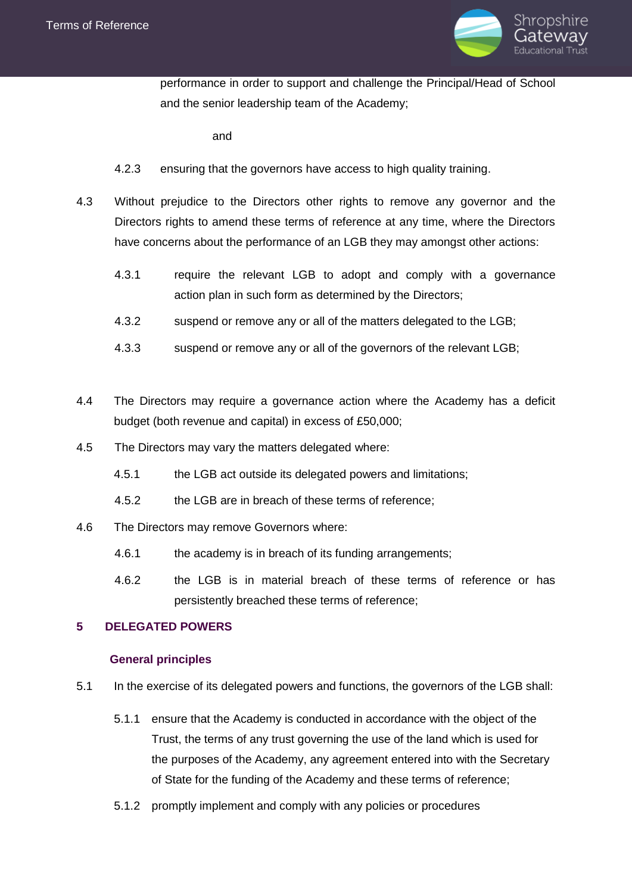performance in order to support and challenge the Principal/Head of School and the senior leadership team of the Academy;

and

4.2.3 ensuring that the governors have access to high quality training.

4.3 Without prejudice to the Directors other rights to remove any governor and the Directors rights to amend these terms of reference at any time, where the Directors have concerns about the performance of an LGB they may amongst other actions:

4.3.1 require the relevant LGB to adopt and comply with a governance action plan in such form as determined by the Directors;

4.3.2 suspend or remove any or all of the matters delegated to the LGB;

4.3.3 suspend or remove any or all of the governors of the relevant LGB;

4.4 The Directors may require a governance action where the Academy has a deficit budget (both revenue and capital) in excess of £50,000;

4.5 The Directors may vary the matters delegated where:

4.5.1 the LGB act outside its delegated powers and limitations;

4.5.2 the LGB are in breach of these terms of reference;

4.6 The Directors may remove Governors where:

4.6.1 the academy is in breach of its funding arrangements;

4.6.2 the LGB is in material breach of these terms of reference or has persistently breached these terms of reference;

## 5 DELEGATED POWERS

### General principles

5.1 In the exercise of its delegated powers and functions, the governors of the LGB shall:

5.1.1 ensure that the Academy is conducted in accordance with the object of the Trust, the terms of any trust governing the use of the land which is used for the purposes of the Academy, any agreement entered into with the Secretary of State for the funding of the Academy and these terms of reference;

5.1.2 promptly implement and comply with any policies or procedures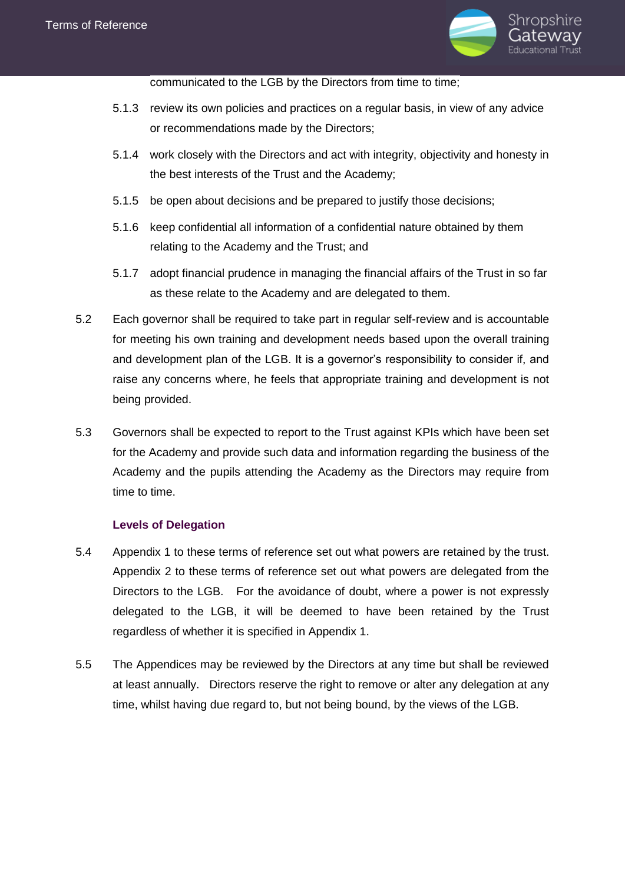communicated to the LGB by the Directors from time to time;

5.1.3 review its own policies and practices on a regular basis, in view of any advice or recommendations made by the Directors;

5.1.4 work closely with the Directors and act with integrity, objectivity and honesty in the best interests of the Trust and the Academy;

5.1.5 be open about decisions and be prepared to justify those decisions;

5.1.6 keep confidential all information of a confidential nature obtained by them relating to the Academy and the Trust; and

5.1.7 adopt financial prudence in managing the financial affairs of the Trust in so far as these relate to the Academy and are delegated to them.

5.2 Each governor shall be required to take part in regular self-review and is accountable for meeting his own training and development needs based upon the overall training and development plan of the LGB. It is a governor's responsibility to consider if, and raise any concerns where, he feels that appropriate training and development is not being provided.

5.3 Governors shall be expected to report to the Trust against KPIs which have been set for the Academy and provide such data and information regarding the business of the Academy and the pupils attending the Academy as the Directors may require from time to time.

**Levels of Delegation**

5.4 Appendix 1 to these terms of reference set out what powers are retained by the trust. Appendix 2 to these terms of reference set out what powers are delegated from the Directors to the LGB. For the avoidance of doubt, where a power is not expressly delegated to the LGB, it will be deemed to have been retained by the Trust regardless of whether it is specified in Appendix 1.

5.5 The Appendices may be reviewed by the Directors at any time but shall be reviewed at least annually. Directors reserve the right to remove or alter any delegation at any time, whilst having due regard to, but not being bound, by the views of the LGB.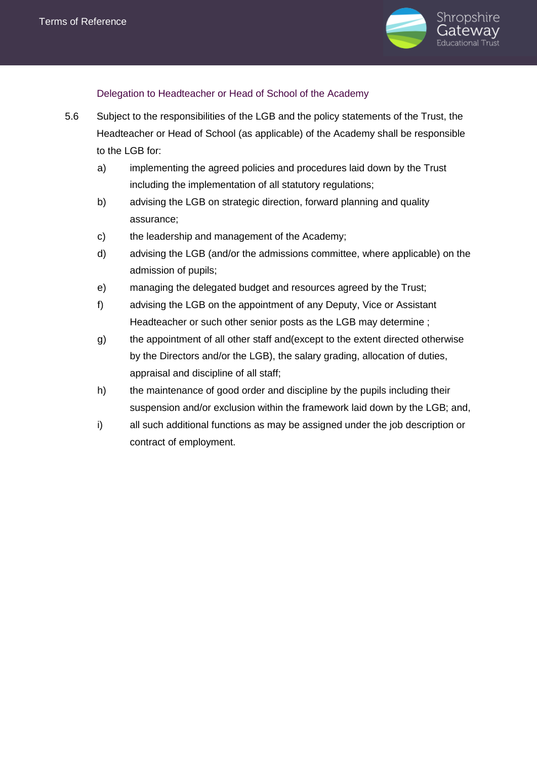### Delegation to Headteacher or Head of School of the Academy

5.6 Subject to the responsibilities of the LGB and the policy statements of the Trust, the Headteacher or Head of School (as applicable) of the Academy shall be responsible to the LGB for:

a) implementing the agreed policies and procedures laid down by the Trust including the implementation of all statutory regulations;

b) advising the LGB on strategic direction, forward planning and quality assurance;

c) the leadership and management of the Academy;

d) advising the LGB (and/or the admissions committee, where applicable) on the admission of pupils;

e) managing the delegated budget and resources agreed by the Trust;

f) advising the LGB on the appointment of any Deputy, Vice or Assistant Headteacher or such other senior posts as the LGB may determine ;

g) the appointment of all other staff and(except to the extent directed otherwise by the Directors and/or the LGB), the salary grading, allocation of duties, appraisal and discipline of all staff;

h) the maintenance of good order and discipline by the pupils including their suspension and/or exclusion within the framework laid down by the LGB; and,

i) all such additional functions as may be assigned under the job description or contract of employment.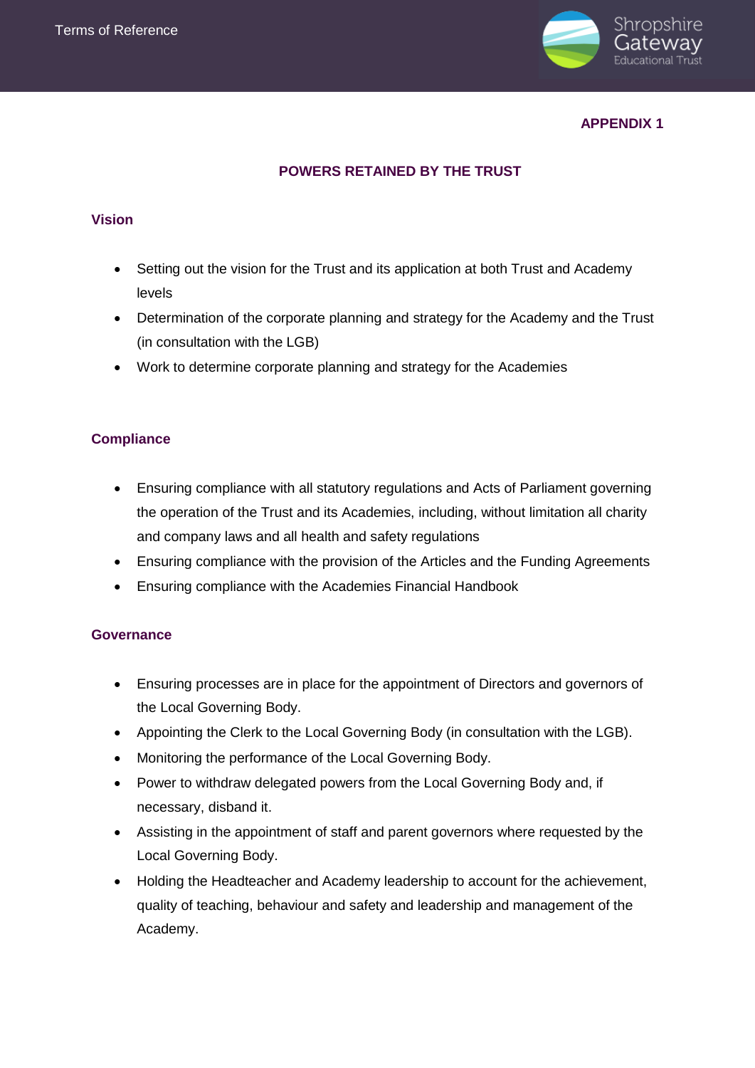**APPENDIX 1**

## POWERS RETAINED BY THE TRUST

### Vision

- Setting out the vision for the Trust and its application at both Trust and Academy levels
- Determination of the corporate planning and strategy for the Academy and the Trust (in consultation with the LGB)
- Work to determine corporate planning and strategy for the Academies

### Compliance

- Ensuring compliance with all statutory regulations and Acts of Parliament governing the operation of the Trust and its Academies, including, without limitation all charity and company laws and all health and safety regulations
- Ensuring compliance with the provision of the Articles and the Funding Agreements
- Ensuring compliance with the Academies Financial Handbook

### Governance

- Ensuring processes are in place for the appointment of Directors and governors of the Local Governing Body.
- Appointing the Clerk to the Local Governing Body (in consultation with the LGB).
- Monitoring the performance of the Local Governing Body.
- Power to withdraw delegated powers from the Local Governing Body and, if necessary, disband it.
- Assisting in the appointment of staff and parent governors where requested by the Local Governing Body.
- Holding the Headteacher and Academy leadership to account for the achievement, quality of teaching, behaviour and safety and leadership and management of the Academy.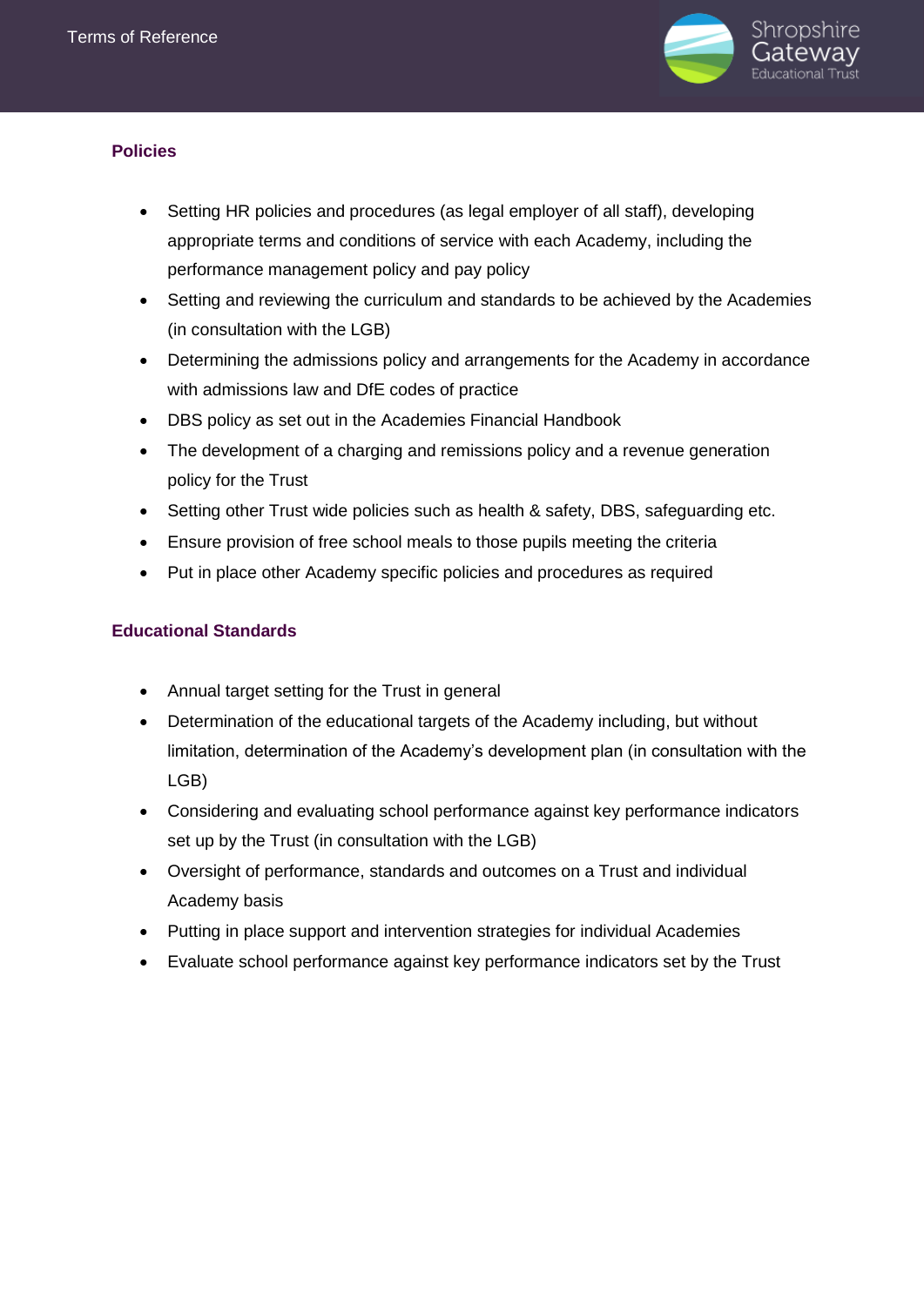### Policies

- Setting HR policies and procedures (as legal employer of all staff), developing appropriate terms and conditions of service with each Academy, including the performance management policy and pay policy
- Setting and reviewing the curriculum and standards to be achieved by the Academies (in consultation with the LGB)
- Determining the admissions policy and arrangements for the Academy in accordance with admissions law and DfE codes of practice
- DBS policy as set out in the Academies Financial Handbook
- The development of a charging and remissions policy and a revenue generation policy for the Trust
- Setting other Trust wide policies such as health & safety, DBS, safeguarding etc.
- Ensure provision of free school meals to those pupils meeting the criteria
- Put in place other Academy specific policies and procedures as required

### Educational Standards

- Annual target setting for the Trust in general
- Determination of the educational targets of the Academy including, but without limitation, determination of the Academy's development plan (in consultation with the LGB)
- Considering and evaluating school performance against key performance indicators set up by the Trust (in consultation with the LGB)
- Oversight of performance, standards and outcomes on a Trust and individual Academy basis
- Putting in place support and intervention strategies for individual Academies
- Evaluate school performance against key performance indicators set by the Trust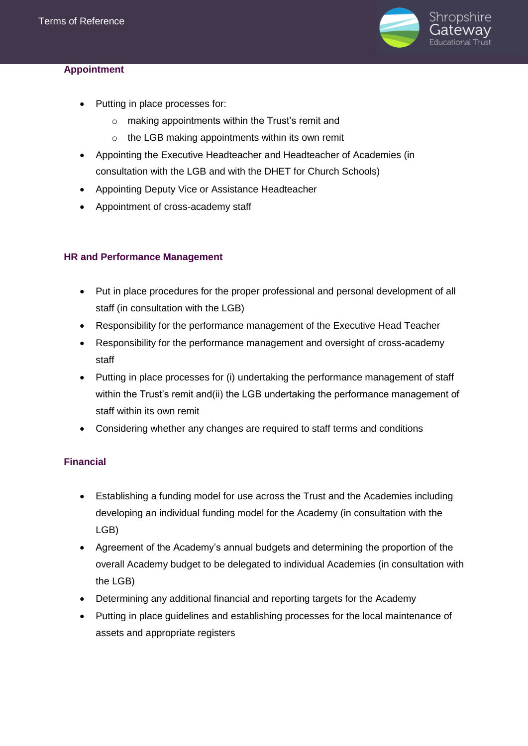## Appointment

- Putting in place processes for:
  - making appointments within the Trust's remit and
  - the LGB making appointments within its own remit
- Appointing the Executive Headteacher and Headteacher of Academies (in consultation with the LGB and with the DHET for Church Schools)
- Appointing Deputy Vice or Assistance Headteacher
- Appointment of cross-academy staff

## HR and Performance Management

- Put in place procedures for the proper professional and personal development of all staff (in consultation with the LGB)
- Responsibility for the performance management of the Executive Head Teacher
- Responsibility for the performance management and oversight of cross-academy staff
- Putting in place processes for (i) undertaking the performance management of staff within the Trust's remit and(ii) the LGB undertaking the performance management of staff within its own remit
- Considering whether any changes are required to staff terms and conditions

## Financial

- Establishing a funding model for use across the Trust and the Academies including developing an individual funding model for the Academy (in consultation with the LGB)
- Agreement of the Academy's annual budgets and determining the proportion of the overall Academy budget to be delegated to individual Academies (in consultation with the LGB)
- Determining any additional financial and reporting targets for the Academy
- Putting in place guidelines and establishing processes for the local maintenance of assets and appropriate registers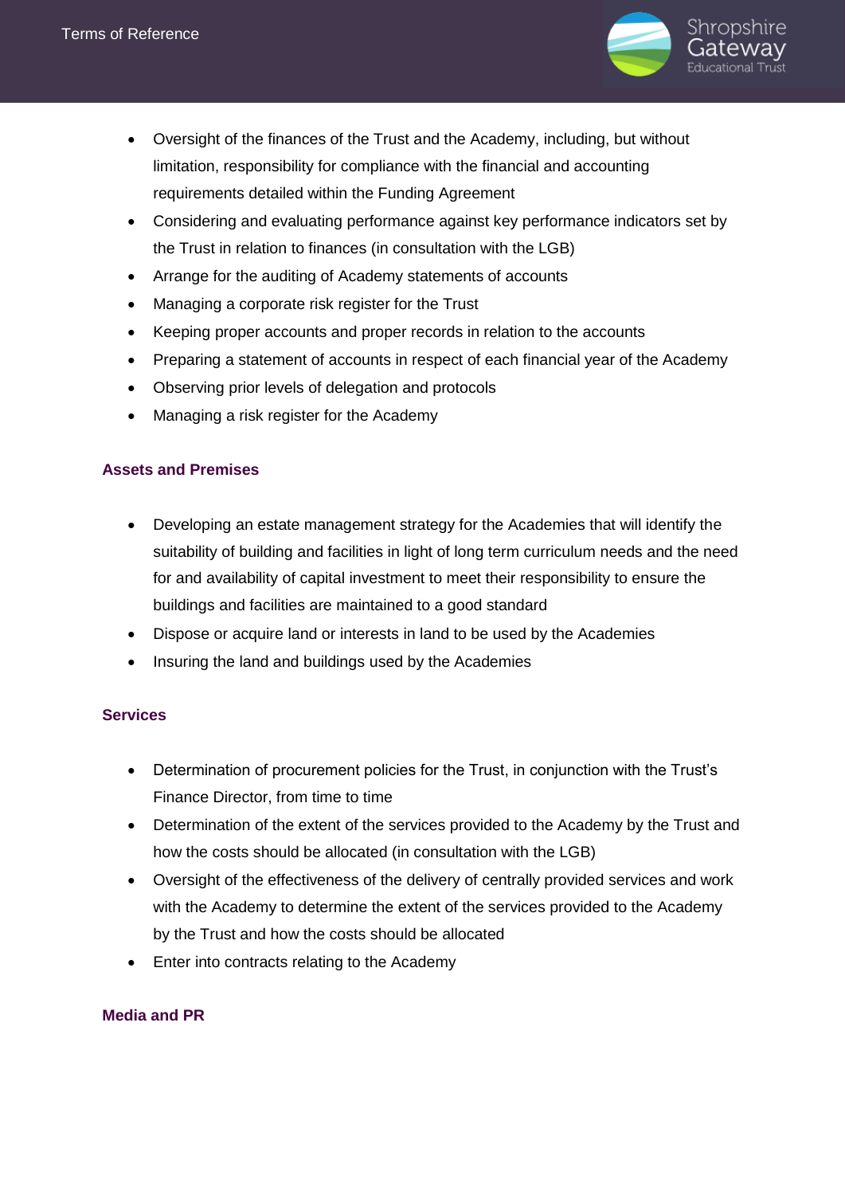- Oversight of the finances of the Trust and the Academy, including, but without limitation, responsibility for compliance with the financial and accounting requirements detailed within the Funding Agreement
- Considering and evaluating performance against key performance indicators set by the Trust in relation to finances (in consultation with the LGB)
- Arrange for the auditing of Academy statements of accounts
- Managing a corporate risk register for the Trust
- Keeping proper accounts and proper records in relation to the accounts
- Preparing a statement of accounts in respect of each financial year of the Academy
- Observing prior levels of delegation and protocols
- Managing a risk register for the Academy

### Assets and Premises

- Developing an estate management strategy for the Academies that will identify the suitability of building and facilities in light of long term curriculum needs and the need for and availability of capital investment to meet their responsibility to ensure the buildings and facilities are maintained to a good standard
- Dispose or acquire land or interests in land to be used by the Academies
- Insuring the land and buildings used by the Academies

### Services

- Determination of procurement policies for the Trust, in conjunction with the Trust's Finance Director, from time to time
- Determination of the extent of the services provided to the Academy by the Trust and how the costs should be allocated (in consultation with the LGB)
- Oversight of the effectiveness of the delivery of centrally provided services and work with the Academy to determine the extent of the services provided to the Academy by the Trust and how the costs should be allocated
- Enter into contracts relating to the Academy

### Media and PR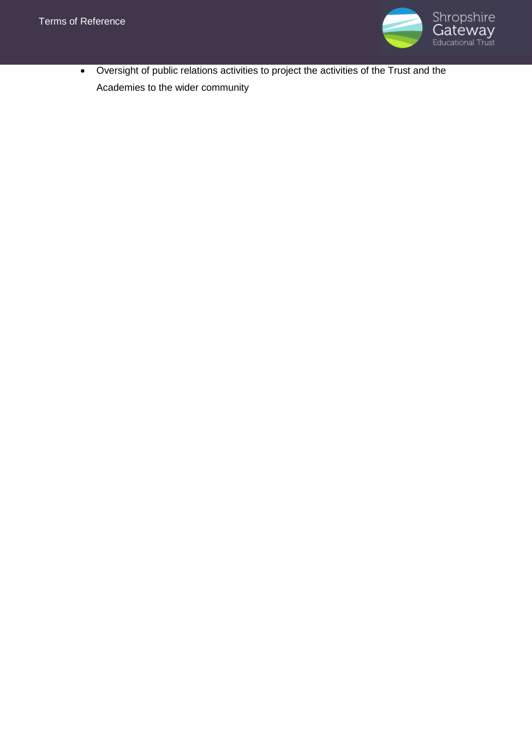- Oversight of public relations activities to project the activities of the Trust and the Academies to the wider community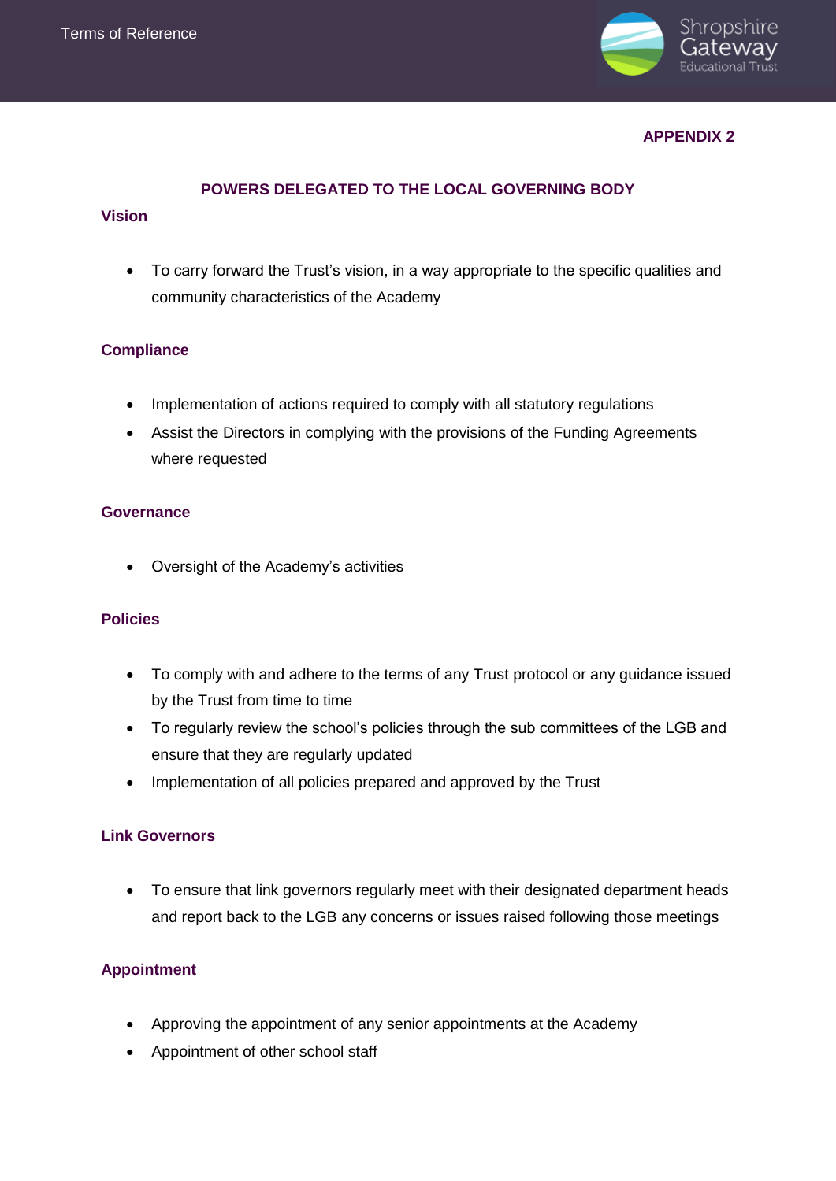**APPENDIX 2**

## POWERS DELEGATED TO THE LOCAL GOVERNING BODY

### Vision

- To carry forward the Trust's vision, in a way appropriate to the specific qualities and community characteristics of the Academy

### Compliance

- Implementation of actions required to comply with all statutory regulations
- Assist the Directors in complying with the provisions of the Funding Agreements where requested

### Governance

- Oversight of the Academy's activities

### Policies

- To comply with and adhere to the terms of any Trust protocol or any guidance issued by the Trust from time to time
- To regularly review the school's policies through the sub committees of the LGB and ensure that they are regularly updated
- Implementation of all policies prepared and approved by the Trust

### Link Governors

- To ensure that link governors regularly meet with their designated department heads and report back to the LGB any concerns or issues raised following those meetings

### Appointment

- Approving the appointment of any senior appointments at the Academy
- Appointment of other school staff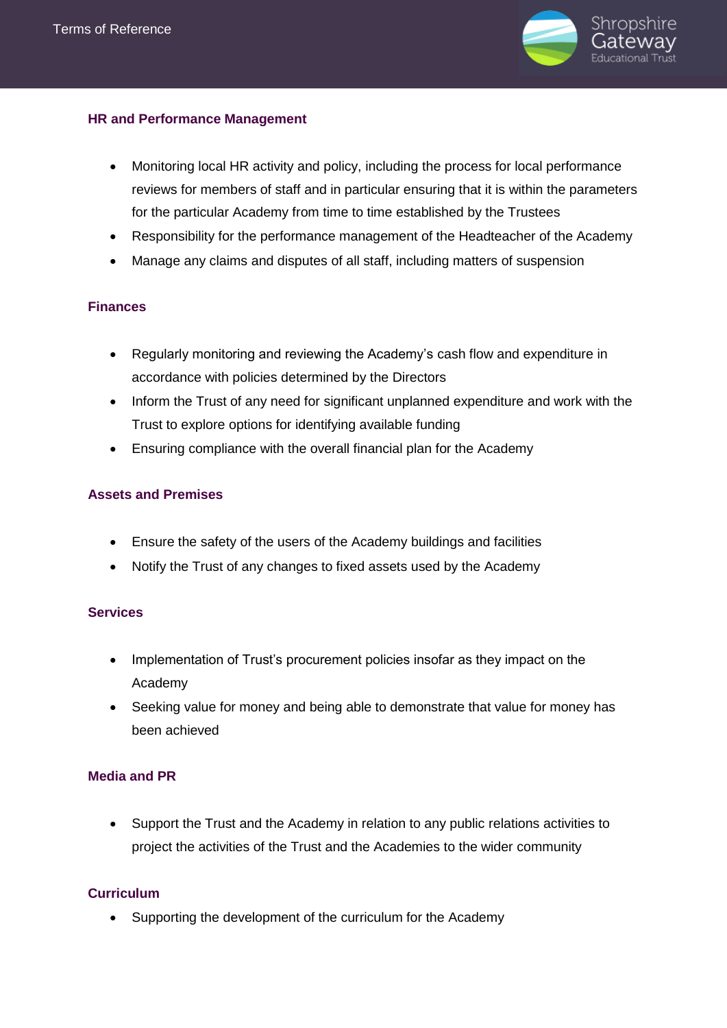### HR and Performance Management

- Monitoring local HR activity and policy, including the process for local performance reviews for members of staff and in particular ensuring that it is within the parameters for the particular Academy from time to time established by the Trustees
- Responsibility for the performance management of the Headteacher of the Academy
- Manage any claims and disputes of all staff, including matters of suspension

### Finances

- Regularly monitoring and reviewing the Academy's cash flow and expenditure in accordance with policies determined by the Directors
- Inform the Trust of any need for significant unplanned expenditure and work with the Trust to explore options for identifying available funding
- Ensuring compliance with the overall financial plan for the Academy

### Assets and Premises

- Ensure the safety of the users of the Academy buildings and facilities
- Notify the Trust of any changes to fixed assets used by the Academy

### Services

- Implementation of Trust's procurement policies insofar as they impact on the Academy
- Seeking value for money and being able to demonstrate that value for money has been achieved

### Media and PR

- Support the Trust and the Academy in relation to any public relations activities to project the activities of the Trust and the Academies to the wider community

### Curriculum

- Supporting the development of the curriculum for the Academy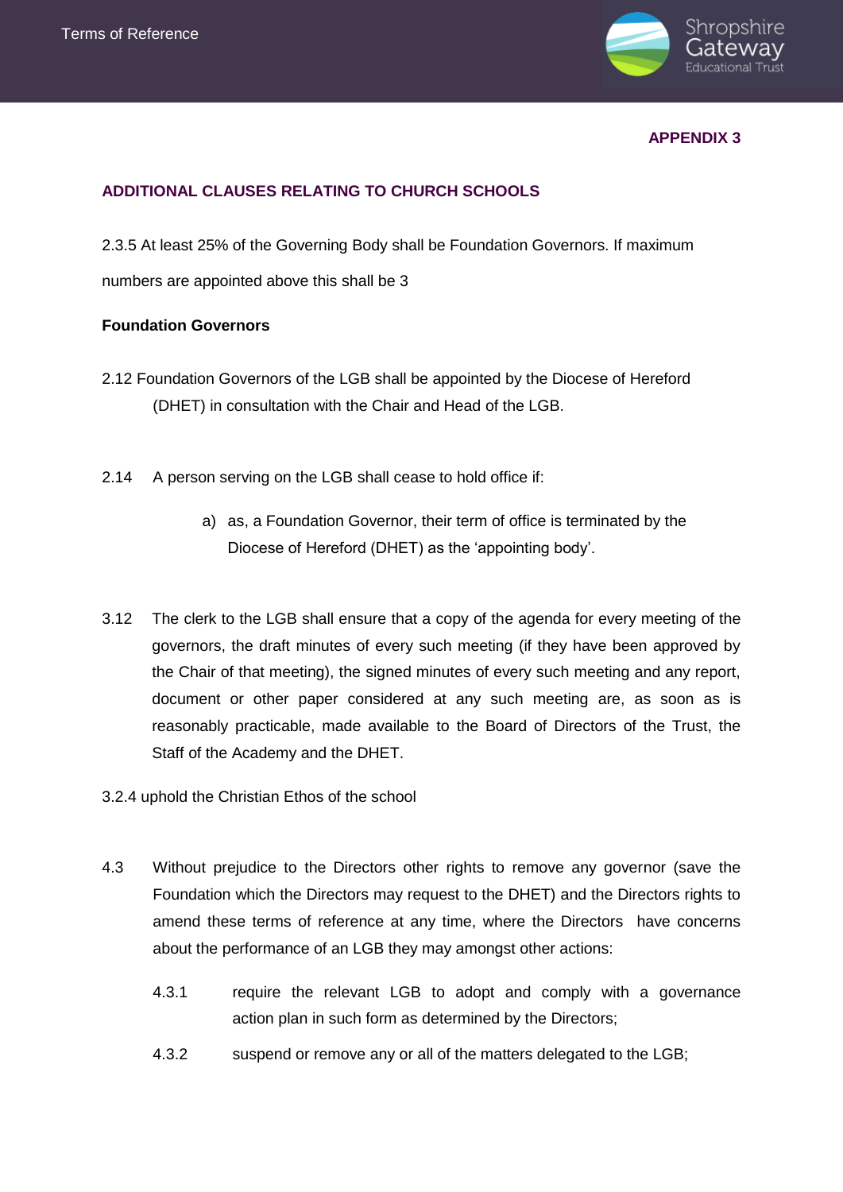**APPENDIX 3**

## ADDITIONAL CLAUSES RELATING TO CHURCH SCHOOLS

2.3.5 At least 25% of the Governing Body shall be Foundation Governors. If maximum numbers are appointed above this shall be 3

**Foundation Governors**

2.12 Foundation Governors of the LGB shall be appointed by the Diocese of Hereford (DHET) in consultation with the Chair and Head of the LGB.

2.14 A person serving on the LGB shall cease to hold office if:

a) as, a Foundation Governor, their term of office is terminated by the Diocese of Hereford (DHET) as the 'appointing body'.

3.12 The clerk to the LGB shall ensure that a copy of the agenda for every meeting of the governors, the draft minutes of every such meeting (if they have been approved by the Chair of that meeting), the signed minutes of every such meeting and any report, document or other paper considered at any such meeting are, as soon as is reasonably practicable, made available to the Board of Directors of the Trust, the Staff of the Academy and the DHET.

3.2.4 uphold the Christian Ethos of the school

4.3 Without prejudice to the Directors other rights to remove any governor (save the Foundation which the Directors may request to the DHET) and the Directors rights to amend these terms of reference at any time, where the Directors have concerns about the performance of an LGB they may amongst other actions:

4.3.1 require the relevant LGB to adopt and comply with a governance action plan in such form as determined by the Directors;

4.3.2 suspend or remove any or all of the matters delegated to the LGB;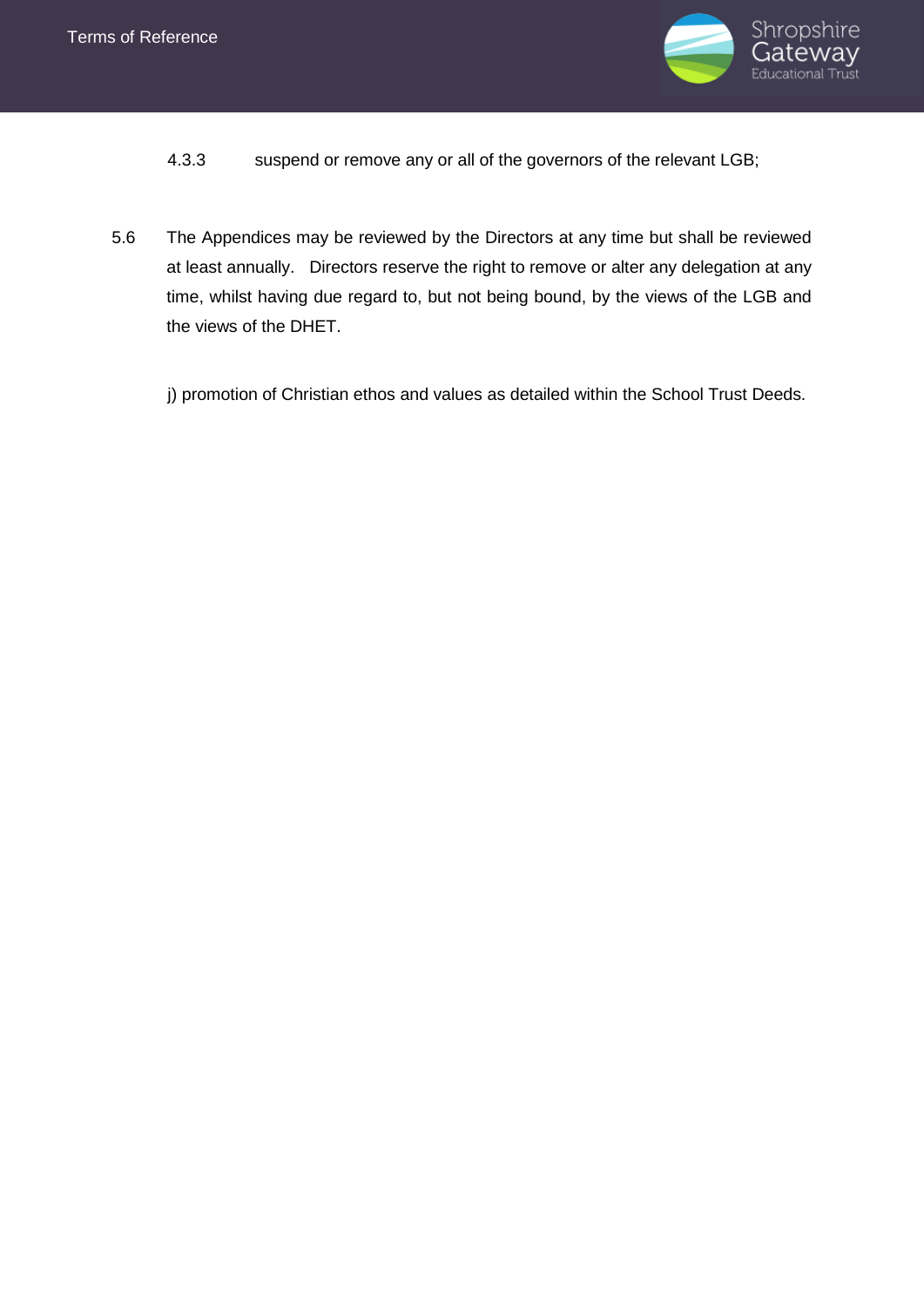4.3.3 suspend or remove any or all of the governors of the relevant LGB;

5.6 The Appendices may be reviewed by the Directors at any time but shall be reviewed at least annually. Directors reserve the right to remove or alter any delegation at any time, whilst having due regard to, but not being bound, by the views of the LGB and the views of the DHET.

j) promotion of Christian ethos and values as detailed within the School Trust Deeds.